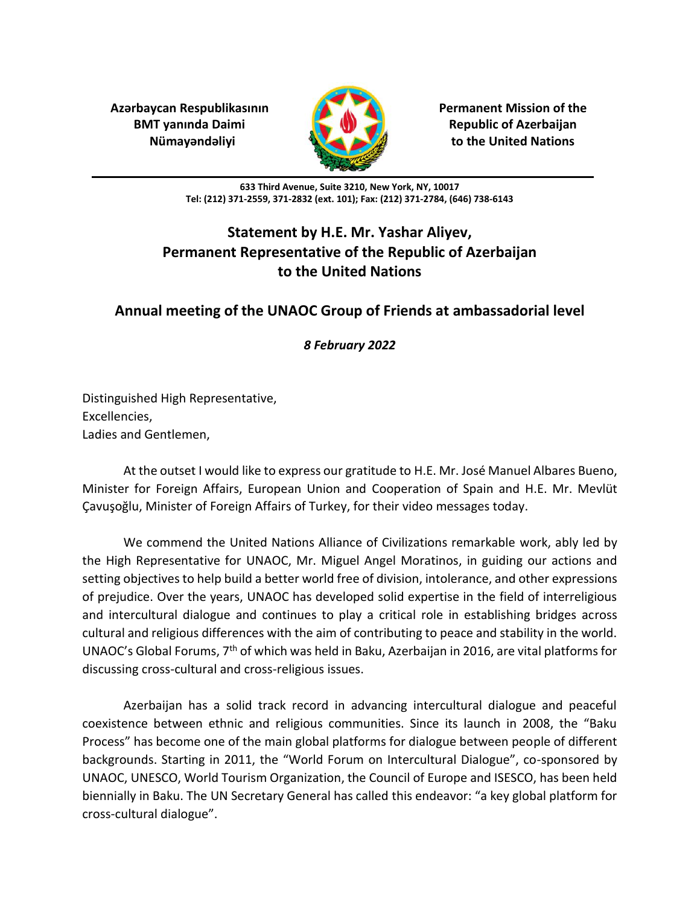**Azərbaycan Respublikasının BMT yanında Daimi Nümayəndəliyi**

**Permanent Mission of the Republic of Azerbaijan to the United Nations**

**633 Third Avenue, Suite 3210, New York, NY, 10017**
**Tel: (212) 371-2559, 371-2832 (ext. 101); Fax: (212) 371-2784, (646) 738-6143**

# Statement by H.E. Mr. Yashar Aliyev, Permanent Representative of the Republic of Azerbaijan to the United Nations

## Annual meeting of the UNAOC Group of Friends at ambassadorial level

***8 February 2022***

Distinguished High Representative,
Excellencies,
Ladies and Gentlemen,

At the outset I would like to express our gratitude to H.E. Mr. José Manuel Albares Bueno, Minister for Foreign Affairs, European Union and Cooperation of Spain and H.E. Mr. Mevlüt Çavuşoğlu, Minister of Foreign Affairs of Turkey, for their video messages today.

We commend the United Nations Alliance of Civilizations remarkable work, ably led by the High Representative for UNAOC, Mr. Miguel Angel Moratinos, in guiding our actions and setting objectives to help build a better world free of division, intolerance, and other expressions of prejudice. Over the years, UNAOC has developed solid expertise in the field of interreligious and intercultural dialogue and continues to play a critical role in establishing bridges across cultural and religious differences with the aim of contributing to peace and stability in the world. UNAOC's Global Forums, 7th of which was held in Baku, Azerbaijan in 2016, are vital platforms for discussing cross-cultural and cross-religious issues.

Azerbaijan has a solid track record in advancing intercultural dialogue and peaceful coexistence between ethnic and religious communities. Since its launch in 2008, the "Baku Process" has become one of the main global platforms for dialogue between people of different backgrounds. Starting in 2011, the "World Forum on Intercultural Dialogue", co-sponsored by UNAOC, UNESCO, World Tourism Organization, the Council of Europe and ISESCO, has been held biennially in Baku. The UN Secretary General has called this endeavor: "a key global platform for cross-cultural dialogue".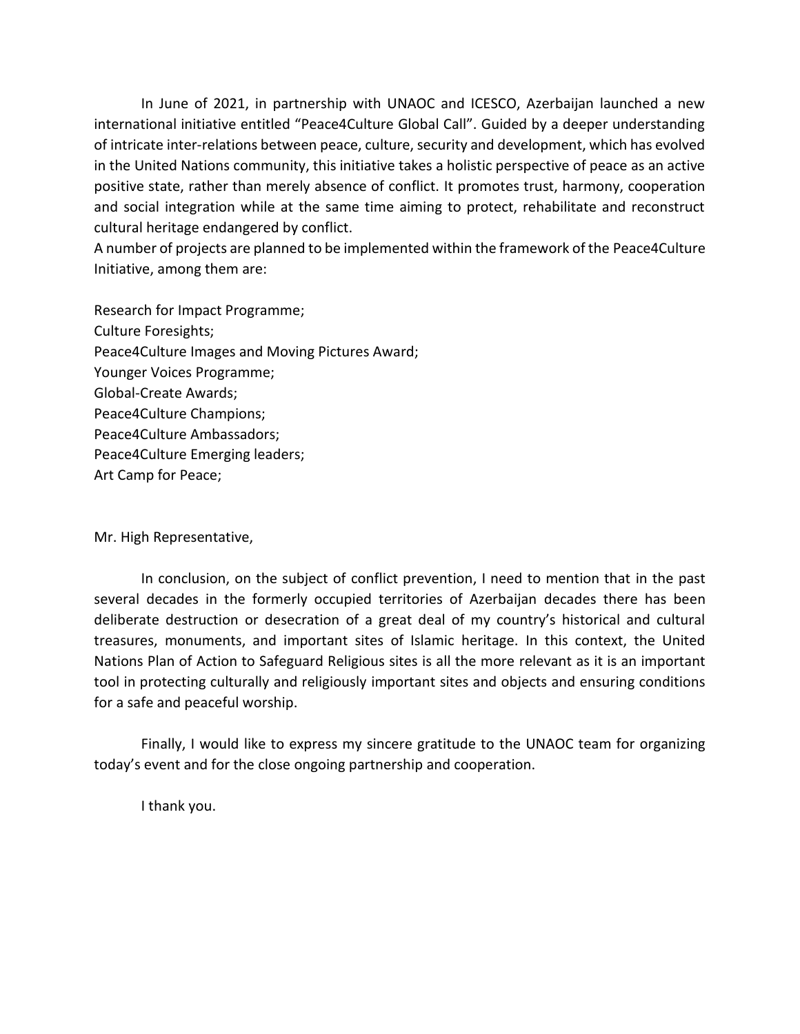In June of 2021, in partnership with UNAOC and ICESCO, Azerbaijan launched a new international initiative entitled "Peace4Culture Global Call". Guided by a deeper understanding of intricate inter-relations between peace, culture, security and development, which has evolved in the United Nations community, this initiative takes a holistic perspective of peace as an active positive state, rather than merely absence of conflict. It promotes trust, harmony, cooperation and social integration while at the same time aiming to protect, rehabilitate and reconstruct cultural heritage endangered by conflict.

A number of projects are planned to be implemented within the framework of the Peace4Culture Initiative, among them are:

Research for Impact Programme;
Culture Foresights;
Peace4Culture Images and Moving Pictures Award;
Younger Voices Programme;
Global-Create Awards;
Peace4Culture Champions;
Peace4Culture Ambassadors;
Peace4Culture Emerging leaders;
Art Camp for Peace;

Mr. High Representative,

In conclusion, on the subject of conflict prevention, I need to mention that in the past several decades in the formerly occupied territories of Azerbaijan decades there has been deliberate destruction or desecration of a great deal of my country's historical and cultural treasures, monuments, and important sites of Islamic heritage. In this context, the United Nations Plan of Action to Safeguard Religious sites is all the more relevant as it is an important tool in protecting culturally and religiously important sites and objects and ensuring conditions for a safe and peaceful worship.

Finally, I would like to express my sincere gratitude to the UNAOC team for organizing today's event and for the close ongoing partnership and cooperation.

I thank you.